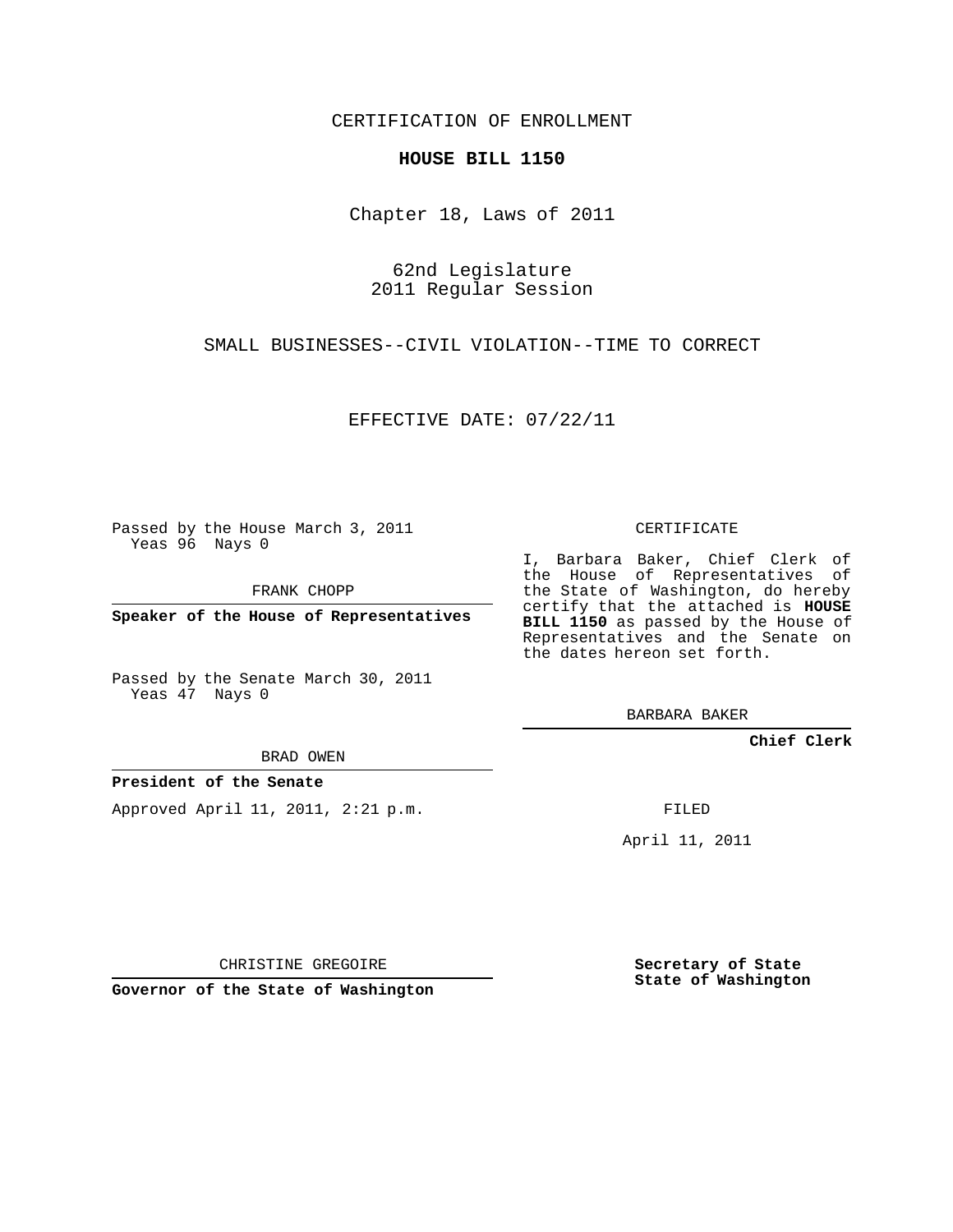CERTIFICATION OF ENROLLMENT

**HOUSE BILL 1150**

Chapter 18, Laws of 2011

62nd Legislature
2011 Regular Session

SMALL BUSINESSES--CIVIL VIOLATION--TIME TO CORRECT

EFFECTIVE DATE: 07/22/11

Passed by the House March 3, 2011
Yeas 96 Nays 0

FRANK CHOPP

**Speaker of the House of Representatives**

Passed by the Senate March 30, 2011
Yeas 47 Nays 0

BRAD OWEN

**President of the Senate**

Approved April 11, 2011, 2:21 p.m.

CHRISTINE GREGOIRE

**Governor of the State of Washington**

CERTIFICATE

I, Barbara Baker, Chief Clerk of the House of Representatives of the State of Washington, do hereby certify that the attached is **HOUSE BILL 1150** as passed by the House of Representatives and the Senate on the dates hereon set forth.

BARBARA BAKER

**Chief Clerk**

FILED

April 11, 2011

**Secretary of State**
**State of Washington**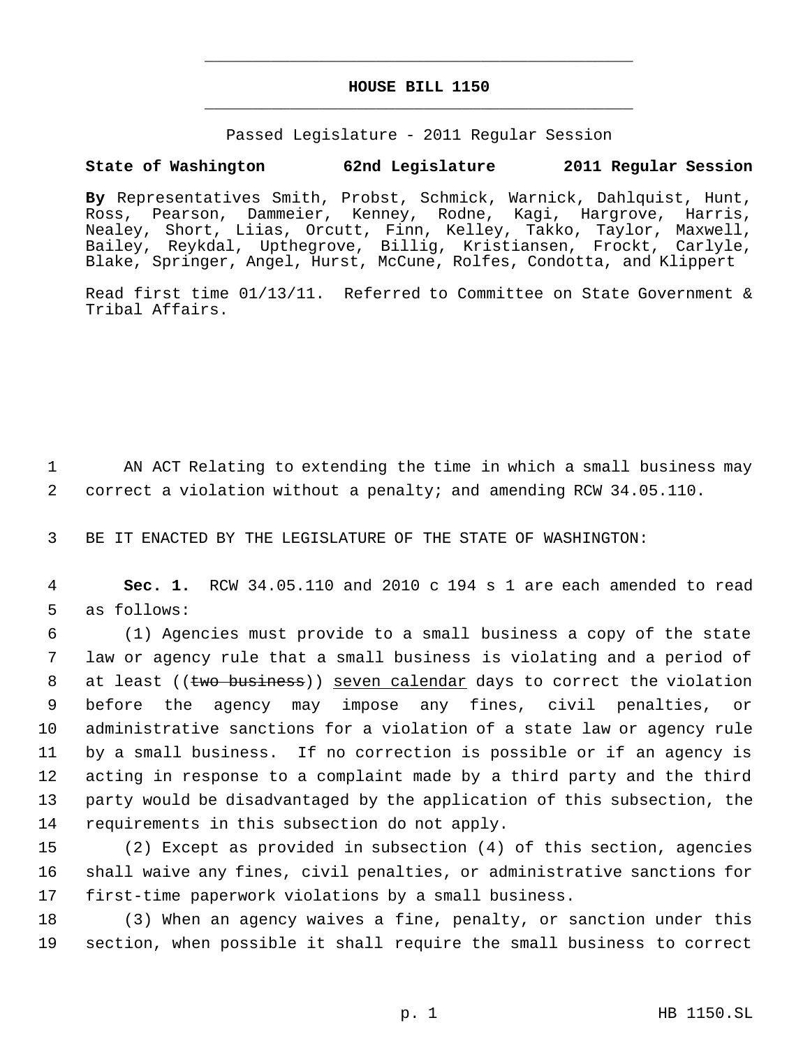# HOUSE BILL 1150

Passed Legislature - 2011 Regular Session

**State of Washington 62nd Legislature 2011 Regular Session**

**By** Representatives Smith, Probst, Schmick, Warnick, Dahlquist, Hunt, Ross, Pearson, Dammeier, Kenney, Rodne, Kagi, Hargrove, Harris, Nealey, Short, Liias, Orcutt, Finn, Kelley, Takko, Taylor, Maxwell, Bailey, Reykdal, Upthegrove, Billig, Kristiansen, Frockt, Carlyle, Blake, Springer, Angel, Hurst, McCune, Rolfes, Condotta, and Klippert

Read first time 01/13/11. Referred to Committee on State Government & Tribal Affairs.

1 AN ACT Relating to extending the time in which a small business may
2 correct a violation without a penalty; and amending RCW 34.05.110.

3 BE IT ENACTED BY THE LEGISLATURE OF THE STATE OF WASHINGTON:

4 **Sec. 1.** RCW 34.05.110 and 2010 c 194 s 1 are each amended to read
5 as follows:

6 (1) Agencies must provide to a small business a copy of the state
7 law or agency rule that a small business is violating and a period of
8 at least ((~~two business~~)) <u>seven calendar</u> days to correct the violation
9 before the agency may impose any fines, civil penalties, or
10 administrative sanctions for a violation of a state law or agency rule
11 by a small business. If no correction is possible or if an agency is
12 acting in response to a complaint made by a third party and the third
13 party would be disadvantaged by the application of this subsection, the
14 requirements in this subsection do not apply.

15 (2) Except as provided in subsection (4) of this section, agencies
16 shall waive any fines, civil penalties, or administrative sanctions for
17 first-time paperwork violations by a small business.

18 (3) When an agency waives a fine, penalty, or sanction under this
19 section, when possible it shall require the small business to correct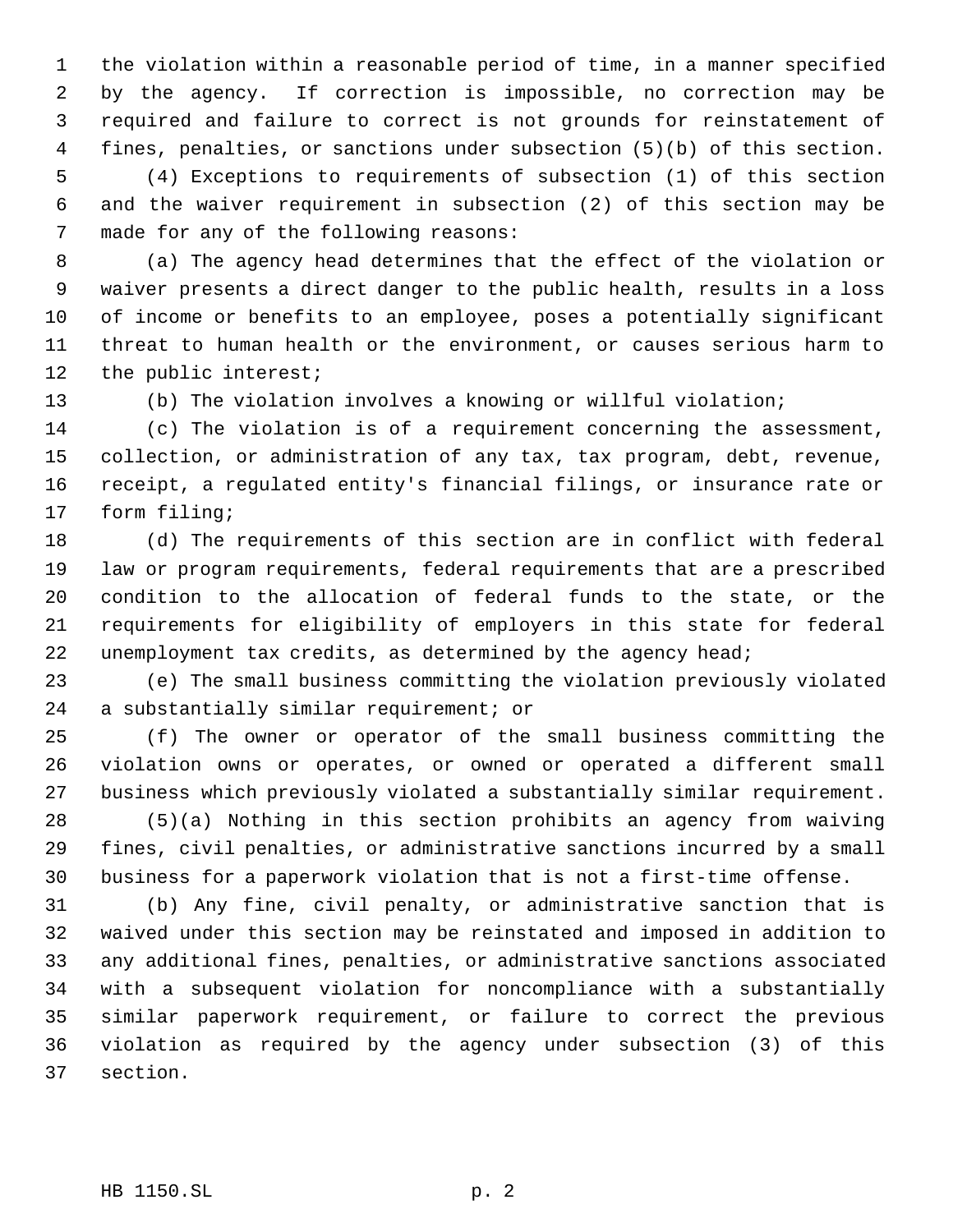the violation within a reasonable period of time, in a manner specified by the agency. If correction is impossible, no correction may be required and failure to correct is not grounds for reinstatement of fines, penalties, or sanctions under subsection (5)(b) of this section.

(4) Exceptions to requirements of subsection (1) of this section and the waiver requirement in subsection (2) of this section may be made for any of the following reasons:

(a) The agency head determines that the effect of the violation or waiver presents a direct danger to the public health, results in a loss of income or benefits to an employee, poses a potentially significant threat to human health or the environment, or causes serious harm to the public interest;

(b) The violation involves a knowing or willful violation;

(c) The violation is of a requirement concerning the assessment, collection, or administration of any tax, tax program, debt, revenue, receipt, a regulated entity's financial filings, or insurance rate or form filing;

(d) The requirements of this section are in conflict with federal law or program requirements, federal requirements that are a prescribed condition to the allocation of federal funds to the state, or the requirements for eligibility of employers in this state for federal unemployment tax credits, as determined by the agency head;

(e) The small business committing the violation previously violated a substantially similar requirement; or

(f) The owner or operator of the small business committing the violation owns or operates, or owned or operated a different small business which previously violated a substantially similar requirement.

(5)(a) Nothing in this section prohibits an agency from waiving fines, civil penalties, or administrative sanctions incurred by a small business for a paperwork violation that is not a first-time offense.

(b) Any fine, civil penalty, or administrative sanction that is waived under this section may be reinstated and imposed in addition to any additional fines, penalties, or administrative sanctions associated with a subsequent violation for noncompliance with a substantially similar paperwork requirement, or failure to correct the previous violation as required by the agency under subsection (3) of this section.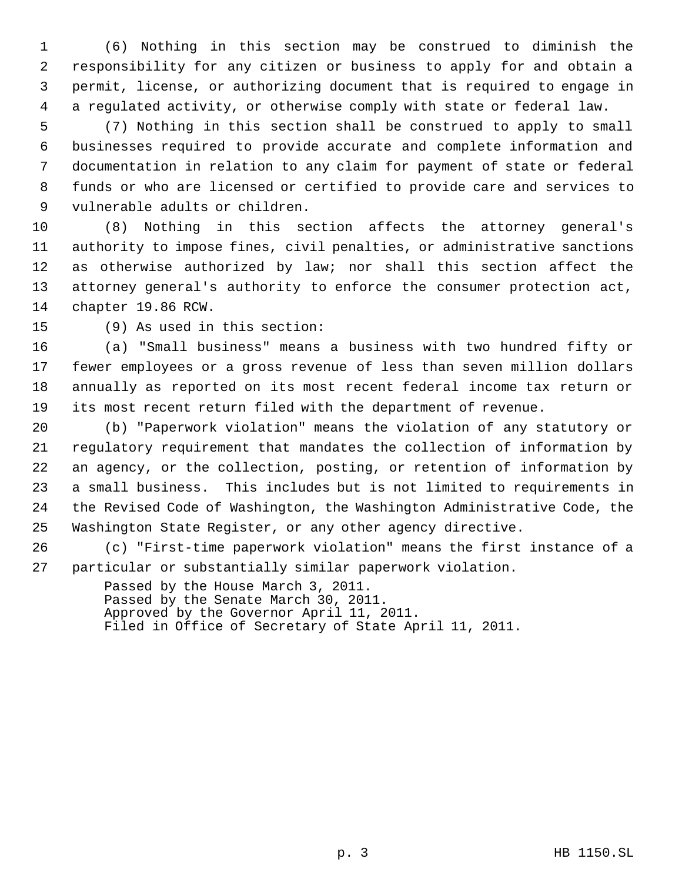(6) Nothing in this section may be construed to diminish the responsibility for any citizen or business to apply for and obtain a permit, license, or authorizing document that is required to engage in a regulated activity, or otherwise comply with state or federal law.

(7) Nothing in this section shall be construed to apply to small businesses required to provide accurate and complete information and documentation in relation to any claim for payment of state or federal funds or who are licensed or certified to provide care and services to vulnerable adults or children.

(8) Nothing in this section affects the attorney general's authority to impose fines, civil penalties, or administrative sanctions as otherwise authorized by law; nor shall this section affect the attorney general's authority to enforce the consumer protection act, chapter 19.86 RCW.

(9) As used in this section:

(a) "Small business" means a business with two hundred fifty or fewer employees or a gross revenue of less than seven million dollars annually as reported on its most recent federal income tax return or its most recent return filed with the department of revenue.

(b) "Paperwork violation" means the violation of any statutory or regulatory requirement that mandates the collection of information by an agency, or the collection, posting, or retention of information by a small business. This includes but is not limited to requirements in the Revised Code of Washington, the Washington Administrative Code, the Washington State Register, or any other agency directive.

(c) "First-time paperwork violation" means the first instance of a particular or substantially similar paperwork violation.

Passed by the House March 3, 2011.
Passed by the Senate March 30, 2011.
Approved by the Governor April 11, 2011.
Filed in Office of Secretary of State April 11, 2011.